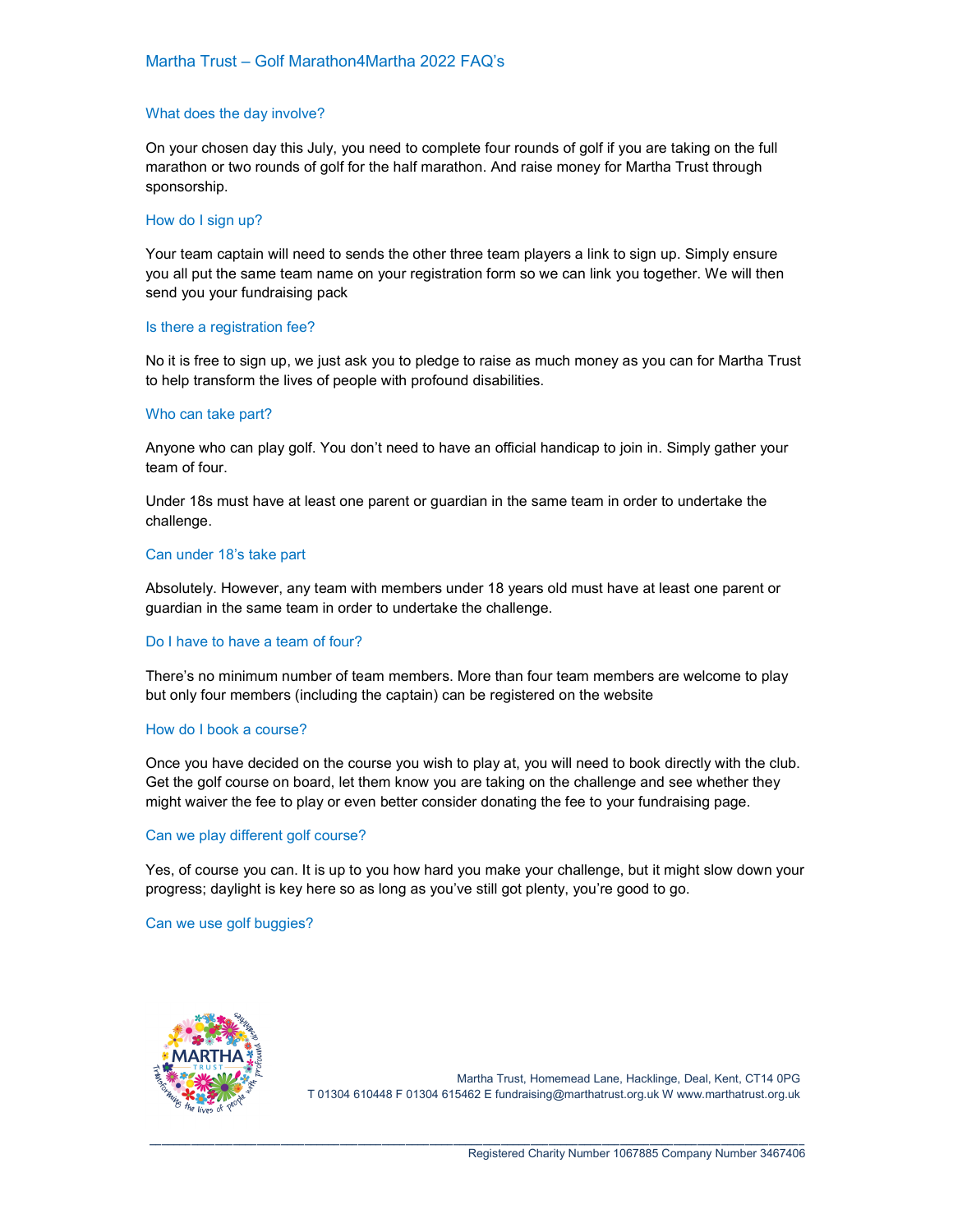# Martha Trust – Golf Marathon4Martha 2022 FAQ's

## What does the day involve?

On your chosen day this July, you need to complete four rounds of golf if you are taking on the full marathon or two rounds of golf for the half marathon. And raise money for Martha Trust through sponsorship.

## How do I sign up?

Your team captain will need to sends the other three team players a link to sign up. Simply ensure you all put the same team name on your registration form so we can link you together. We will then send you your fundraising pack

## Is there a registration fee?

No it is free to sign up, we just ask you to pledge to raise as much money as you can for Martha Trust to help transform the lives of people with profound disabilities.

## Who can take part?

Anyone who can play golf. You don't need to have an official handicap to join in. Simply gather your team of four.

Under 18s must have at least one parent or guardian in the same team in order to undertake the challenge.

## Can under 18's take part

Absolutely. However, any team with members under 18 years old must have at least one parent or guardian in the same team in order to undertake the challenge.

## Do I have to have a team of four?

There's no minimum number of team members. More than four team members are welcome to play but only four members (including the captain) can be registered on the website

## How do I book a course?

Once you have decided on the course you wish to play at, you will need to book directly with the club. Get the golf course on board, let them know you are taking on the challenge and see whether they might waiver the fee to play or even better consider donating the fee to your fundraising page.

## Can we play different golf course?

Yes, of course you can. It is up to you how hard you make your challenge, but it might slow down your progress; daylight is key here so as long as you've still got plenty, you're good to go.

## Can we use golf buggies?

Martha Trust, Homemead Lane, Hacklinge, Deal, Kent, CT14 0PG
T 01304 610448 F 01304 615462 E fundraising@marthatrust.org.uk W www.marthatrust.org.uk

Registered Charity Number 1067885 Company Number 3467406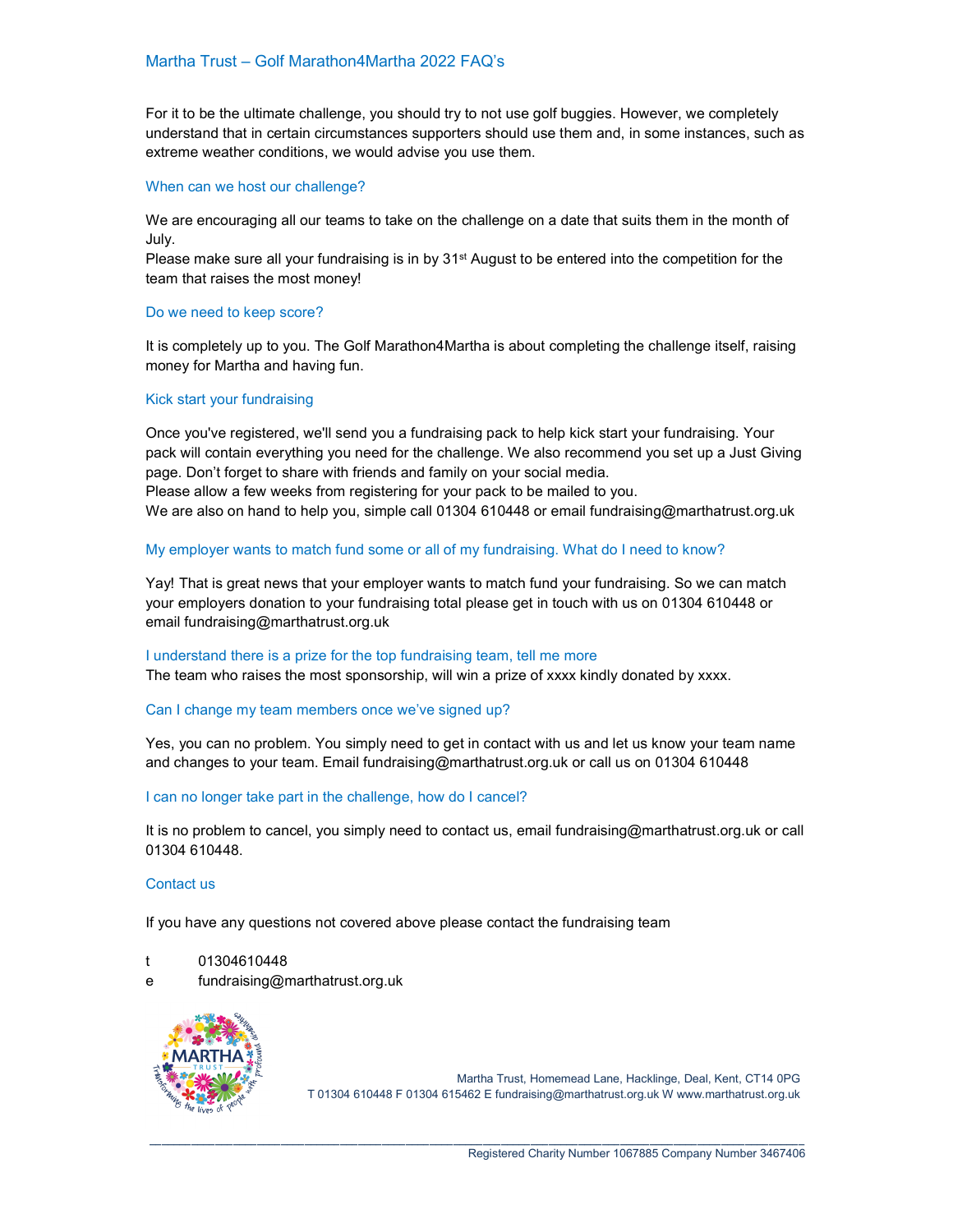For it to be the ultimate challenge, you should try to not use golf buggies. However, we completely understand that in certain circumstances supporters should use them and, in some instances, such as extreme weather conditions, we would advise you use them.

## When can we host our challenge?

We are encouraging all our teams to take on the challenge on a date that suits them in the month of July.

Please make sure all your fundraising is in by 31st August to be entered into the competition for the team that raises the most money!

## Do we need to keep score?

It is completely up to you. The Golf Marathon4Martha is about completing the challenge itself, raising money for Martha and having fun.

## Kick start your fundraising

Once you've registered, we'll send you a fundraising pack to help kick start your fundraising. Your pack will contain everything you need for the challenge. We also recommend you set up a Just Giving page. Don't forget to share with friends and family on your social media.

Please allow a few weeks from registering for your pack to be mailed to you.

We are also on hand to help you, simple call 01304 610448 or email fundraising@marthatrust.org.uk

## My employer wants to match fund some or all of my fundraising. What do I need to know?

Yay! That is great news that your employer wants to match fund your fundraising. So we can match your employers donation to your fundraising total please get in touch with us on 01304 610448 or email fundraising@marthatrust.org.uk

## I understand there is a prize for the top fundraising team, tell me more

The team who raises the most sponsorship, will win a prize of xxxx kindly donated by xxxx.

## Can I change my team members once we've signed up?

Yes, you can no problem. You simply need to get in contact with us and let us know your team name and changes to your team. Email fundraising@marthatrust.org.uk or call us on 01304 610448

## I can no longer take part in the challenge, how do I cancel?

It is no problem to cancel, you simply need to contact us, email fundraising@marthatrust.org.uk or call 01304 610448.

## Contact us

If you have any questions not covered above please contact the fundraising team

t 01304610448

e fundraising@marthatrust.org.uk

Martha Trust, Homemead Lane, Hacklinge, Deal, Kent, CT14 0PG
T 01304 610448 F 01304 615462 E fundraising@marthatrust.org.uk W www.marthatrust.org.uk

Registered Charity Number 1067885 Company Number 3467406